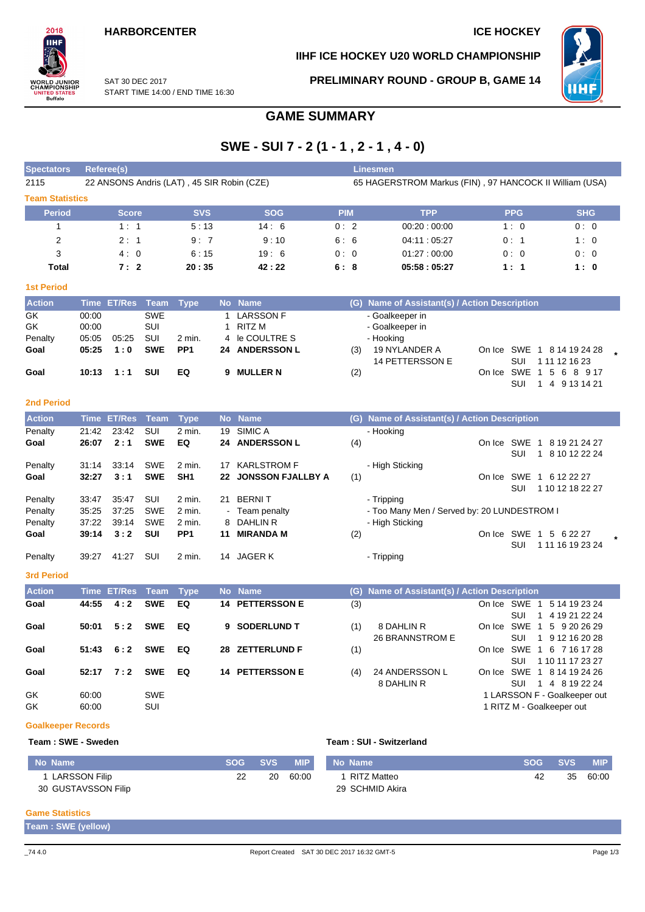HARBORCENTER

ICE HOCKEY

IIHF ICE HOCKEY U20 WORLD CHAMPIONSHIP

SAT 30 DEC 2017
START TIME 14:00 / END TIME 16:30

PRELIMINARY ROUND - GROUP B, GAME 14

# GAME SUMMARY

## SWE - SUI 7 - 2 (1 - 1 , 2 - 1 , 4 - 0)

| Spectators | Referee(s) | Linesmen |
|---|---|---|
| 2115 | 22 ANSONS Andris (LAT) , 45 SIR Robin (CZE) | 65 HAGERSTROM Markus (FIN) , 97 HANCOCK II William (USA) |

### Team Statistics

| Period | Score | SVS | SOG | PIM | TPP | PPG | SHG |
|---|---|---|---|---|---|---|---|
| 1 | 1 : 1 | 5 : 13 | 14 : 6 | 0 : 2 | 00:20 : 00:00 | 1 : 0 | 0 : 0 |
| 2 | 2 : 1 | 9 : 7 | 9 : 10 | 6 : 6 | 04:11 : 05:27 | 0 : 1 | 1 : 0 |
| 3 | 4 : 0 | 6 : 15 | 19 : 6 | 0 : 0 | 01:27 : 00:00 | 0 : 0 | 0 : 0 |
| **Total** | **7 : 2** | **20 : 35** | **42 : 22** | **6 : 8** | **05:58 : 05:27** | **1 : 1** | **1 : 0** |

### 1st Period

| Action | Time | ET/Res | Team | Type | No | Name | (G) | Name of Assistant(s) / Action Description | |
|---|---|---|---|---|---|---|---|---|---|
| GK | 00:00 | | SWE | | 1 | LARSSON F | | - Goalkeeper in | |
| GK | 00:00 | | SUI | | 1 | RITZ M | | - Goalkeeper in | |
| Penalty | 05:05 | 05:25 | SUI | 2 min. | 4 | le COULTRE S | | - Hooking | |
| **Goal** | **05:25** | **1 : 0** | **SWE** | **PP1** | **24** | **ANDERSSON L** | (3) | 19 NYLANDER A<br>14 PETTERSSON E | On Ice SWE 1 8 14 19 24 28<br>SUI 1 11 12 16 23 * |
| **Goal** | **10:13** | **1 : 1** | **SUI** | **EQ** | **9** | **MULLER N** | (2) | | On Ice SWE 1 5 6 8 9 17<br>SUI 1 4 9 13 14 21 |

### 2nd Period

| Action | Time | ET/Res | Team | Type | No | Name | (G) | Name of Assistant(s) / Action Description | |
|---|---|---|---|---|---|---|---|---|---|
| Penalty | 21:42 | 23:42 | SUI | 2 min. | 19 | SIMIC A | | - Hooking | |
| **Goal** | **26:07** | **2 : 1** | **SWE** | **EQ** | **24** | **ANDERSSON L** | (4) | | On Ice SWE 1 8 19 21 24 27<br>SUI 1 8 10 12 22 24 |
| Penalty | 31:14 | 33:14 | SWE | 2 min. | 17 | KARLSTROM F | | - High Sticking | |
| **Goal** | **32:27** | **3 : 1** | **SWE** | **SH1** | **22** | **JONSSON FJALLBY A** | (1) | | On Ice SWE 1 6 12 22 27<br>SUI 1 10 12 18 22 27 |
| Penalty | 33:47 | 35:47 | SUI | 2 min. | 21 | BERNI T | | - Tripping | |
| Penalty | 35:25 | 37:25 | SWE | 2 min. | - | Team penalty | | - Too Many Men / Served by: 20 LUNDESTROM I | |
| Penalty | 37:22 | 39:14 | SWE | 2 min. | 8 | DAHLIN R | | - High Sticking | |
| **Goal** | **39:14** | **3 : 2** | **SUI** | **PP1** | **11** | **MIRANDA M** | (2) | | On Ice SWE 1 5 6 22 27<br>SUI 1 11 16 19 23 24 * |
| Penalty | 39:27 | 41:27 | SUI | 2 min. | 14 | JAGER K | | - Tripping | |

### 3rd Period

| Action | Time | ET/Res | Team | Type | No | Name | (G) | Name of Assistant(s) / Action Description | |
|---|---|---|---|---|---|---|---|---|---|
| **Goal** | **44:55** | **4 : 2** | **SWE** | **EQ** | **14** | **PETTERSSON E** | (3) | | On Ice SWE 1 5 14 19 23 24<br>SUI 1 4 19 21 22 24 |
| **Goal** | **50:01** | **5 : 2** | **SWE** | **EQ** | **9** | **SODERLUND T** | (1) | 8 DAHLIN R<br>26 BRANNSTROM E | On Ice SWE 1 5 9 20 26 29<br>SUI 1 9 12 16 20 28 |
| **Goal** | **51:43** | **6 : 2** | **SWE** | **EQ** | **28** | **ZETTERLUND F** | (1) | | On Ice SWE 1 6 7 16 17 28<br>SUI 1 10 11 17 23 27 |
| **Goal** | **52:17** | **7 : 2** | **SWE** | **EQ** | **14** | **PETTERSSON E** | (4) | 24 ANDERSSON L<br>8 DAHLIN R | On Ice SWE 1 8 14 19 24 26<br>SUI 1 4 8 19 22 24 |
| GK | 60:00 | | SWE | | | | | | 1 LARSSON F - Goalkeeper out |
| GK | 60:00 | | SUI | | | | | | 1 RITZ M - Goalkeeper out |

### Goalkeeper Records

**Team : SWE - Sweden**

| No | Name | SOG | SVS | MIP |
|---|---|---|---|---|
| 1 | LARSSON Filip | 22 | 20 | 60:00 |
| 30 | GUSTAVSSON Filip | | | |

**Team : SUI - Switzerland**

| No | Name | SOG | SVS | MIP |
|---|---|---|---|---|
| 1 | RITZ Matteo | 42 | 35 | 60:00 |
| 29 | SCHMID Akira | | | |

### Game Statistics

**Team : SWE (yellow)**

_74 4.0 Report Created SAT 30 DEC 2017 16:32 GMT-5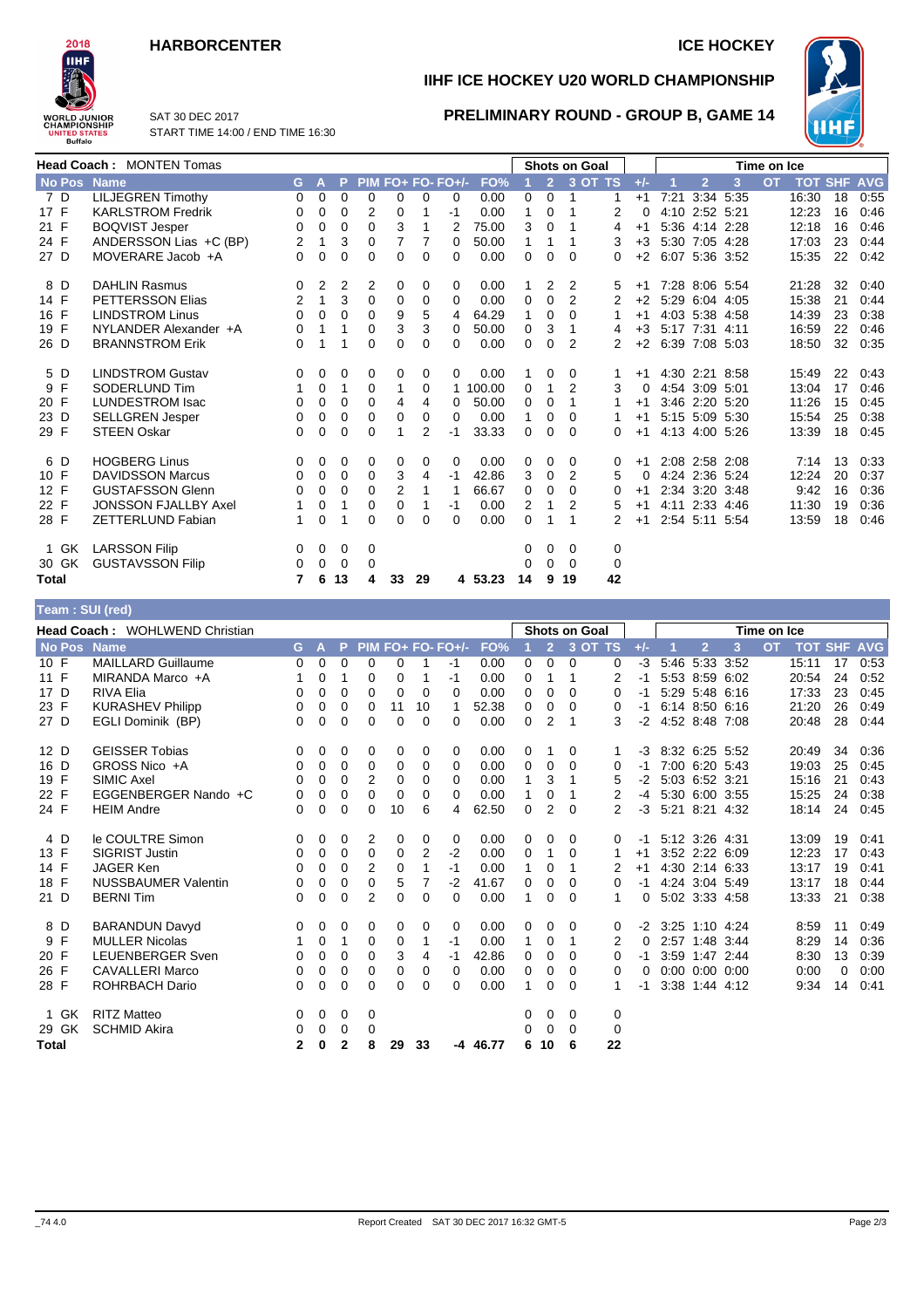# HARBORCENTER

**ICE HOCKEY**

## IIHF ICE HOCKEY U20 WORLD CHAMPIONSHIP

SAT 30 DEC 2017
START TIME 14:00 / END TIME 16:30

## PRELIMINARY ROUND - GROUP B, GAME 14

**Head Coach : MONTEN Tomas**

| No | Pos | Name | G | A | P | PIM | FO+ | FO- | FO+/- | FO% | Shots 1 | Shots 2 | Shots 3 | Shots OT | Shots TS | +/- | TOI 1 | TOI 2 | TOI 3 | TOI OT | TOT | SHF | AVG |
|---|---|---|---|---|---|---|---|---|---|---|---|---|---|---|---|---|---|---|---|---|---|---|---|
| 7 | D | LILJEGREN Timothy | 0 | 0 | 0 | 0 | 0 | 0 | 0 | 0.00 | 0 | 0 | 1 | | 1 | +1 | 7:21 | 3:34 | 5:35 | | 16:30 | 18 | 0:55 |
| 17 | F | KARLSTROM Fredrik | 0 | 0 | 0 | 2 | 0 | 1 | -1 | 0.00 | 1 | 0 | 1 | | 2 | 0 | 4:10 | 2:52 | 5:21 | | 12:23 | 16 | 0:46 |
| 21 | F | BOQVIST Jesper | 0 | 0 | 0 | 0 | 3 | 1 | 2 | 75.00 | 3 | 0 | 1 | | 4 | +1 | 5:36 | 4:14 | 2:28 | | 12:18 | 16 | 0:46 |
| 24 | F | ANDERSSON Lias +C (BP) | 2 | 1 | 3 | 0 | 7 | 7 | 0 | 50.00 | 1 | 1 | 1 | | 3 | +3 | 5:30 | 7:05 | 4:28 | | 17:03 | 23 | 0:44 |
| 27 | D | MOVERARE Jacob +A | 0 | 0 | 0 | 0 | 0 | 0 | 0 | 0.00 | 0 | 0 | 0 | | 0 | +2 | 6:07 | 5:36 | 3:52 | | 15:35 | 22 | 0:42 |
| 8 | D | DAHLIN Rasmus | 0 | 2 | 2 | 2 | 0 | 0 | 0 | 0.00 | 1 | 2 | 2 | | 5 | +1 | 7:28 | 8:06 | 5:54 | | 21:28 | 32 | 0:40 |
| 14 | F | PETTERSSON Elias | 2 | 1 | 3 | 0 | 0 | 0 | 0 | 0.00 | 0 | 0 | 2 | | 2 | +2 | 5:29 | 6:04 | 4:05 | | 15:38 | 21 | 0:44 |
| 16 | F | LINDSTROM Linus | 0 | 0 | 0 | 0 | 9 | 5 | 4 | 64.29 | 1 | 0 | 0 | | 1 | +1 | 4:03 | 5:38 | 4:58 | | 14:39 | 23 | 0:38 |
| 19 | F | NYLANDER Alexander +A | 0 | 1 | 1 | 0 | 3 | 3 | 0 | 50.00 | 0 | 3 | 1 | | 4 | +3 | 5:17 | 7:31 | 4:11 | | 16:59 | 22 | 0:46 |
| 26 | D | BRANNSTROM Erik | 0 | 1 | 1 | 0 | 0 | 0 | 0 | 0.00 | 0 | 0 | 2 | | 2 | +2 | 6:39 | 7:08 | 5:03 | | 18:50 | 32 | 0:35 |
| 5 | D | LINDSTROM Gustav | 0 | 0 | 0 | 0 | 0 | 0 | 0 | 0.00 | 1 | 0 | 0 | | 1 | +1 | 4:30 | 2:21 | 8:58 | | 15:49 | 22 | 0:43 |
| 9 | F | SODERLUND Tim | 1 | 0 | 1 | 0 | 1 | 0 | 1 | 100.00 | 0 | 1 | 2 | | 3 | 0 | 4:54 | 3:09 | 5:01 | | 13:04 | 17 | 0:46 |
| 20 | F | LUNDESTROM Isac | 0 | 0 | 0 | 0 | 4 | 4 | 0 | 50.00 | 0 | 0 | 1 | | 1 | +1 | 3:46 | 2:20 | 5:20 | | 11:26 | 15 | 0:45 |
| 23 | D | SELLGREN Jesper | 0 | 0 | 0 | 0 | 0 | 0 | 0 | 0.00 | 1 | 0 | 0 | | 1 | +1 | 5:15 | 5:09 | 5:30 | | 15:54 | 25 | 0:38 |
| 29 | F | STEEN Oskar | 0 | 0 | 0 | 0 | 1 | 2 | -1 | 33.33 | 0 | 0 | 0 | | 0 | +1 | 4:13 | 4:00 | 5:26 | | 13:39 | 18 | 0:45 |
| 6 | D | HOGBERG Linus | 0 | 0 | 0 | 0 | 0 | 0 | 0 | 0.00 | 0 | 0 | 0 | | 0 | +1 | 2:08 | 2:58 | 2:08 | | 7:14 | 13 | 0:33 |
| 10 | F | DAVIDSSON Marcus | 0 | 0 | 0 | 0 | 3 | 4 | -1 | 42.86 | 3 | 0 | 2 | | 5 | 0 | 4:24 | 2:36 | 5:24 | | 12:24 | 20 | 0:37 |
| 12 | F | GUSTAFSSON Glenn | 0 | 0 | 0 | 0 | 2 | 1 | 1 | 66.67 | 0 | 0 | 0 | | 0 | +1 | 2:34 | 3:20 | 3:48 | | 9:42 | 16 | 0:36 |
| 22 | F | JONSSON FJALLBY Axel | 1 | 0 | 1 | 0 | 0 | 1 | -1 | 0.00 | 2 | 1 | 2 | | 5 | +1 | 4:11 | 2:33 | 4:46 | | 11:30 | 19 | 0:36 |
| 28 | F | ZETTERLUND Fabian | 1 | 0 | 1 | 0 | 0 | 0 | 0 | 0.00 | 0 | 1 | 1 | | 2 | +1 | 2:54 | 5:11 | 5:54 | | 13:59 | 18 | 0:46 |
| 1 | GK | LARSSON Filip | 0 | 0 | 0 | 0 | | | | | 0 | 0 | 0 | | 0 | | | | | | | | |
| 30 | GK | GUSTAVSSON Filip | 0 | 0 | 0 | 0 | | | | | 0 | 0 | 0 | | 0 | | | | | | | | |
| **Total** | | | **7** | **6** | **13** | **4** | **33** | **29** | **4** | **53.23** | **14** | **9** | **19** | | **42** | | | | | | | | |

## Team : SUI (red)

**Head Coach : WOHLWEND Christian**

| No | Pos | Name | G | A | P | PIM | FO+ | FO- | FO+/- | FO% | Shots 1 | Shots 2 | Shots 3 | Shots OT | Shots TS | +/- | TOI 1 | TOI 2 | TOI 3 | TOI OT | TOT | SHF | AVG |
|---|---|---|---|---|---|---|---|---|---|---|---|---|---|---|---|---|---|---|---|---|---|---|---|
| 10 | F | MAILLARD Guillaume | 0 | 0 | 0 | 0 | 0 | 1 | -1 | 0.00 | 0 | 0 | 0 | | 0 | -3 | 5:46 | 5:33 | 3:52 | | 15:11 | 17 | 0:53 |
| 11 | F | MIRANDA Marco +A | 1 | 0 | 1 | 0 | 0 | 1 | -1 | 0.00 | 0 | 1 | 1 | | 2 | -1 | 5:53 | 8:59 | 6:02 | | 20:54 | 24 | 0:52 |
| 17 | D | RIVA Elia | 0 | 0 | 0 | 0 | 0 | 0 | 0 | 0.00 | 0 | 0 | 0 | | 0 | -1 | 5:29 | 5:48 | 6:16 | | 17:33 | 23 | 0:45 |
| 23 | F | KURASHEV Philipp | 0 | 0 | 0 | 0 | 11 | 10 | 1 | 52.38 | 0 | 0 | 0 | | 0 | -1 | 6:14 | 8:50 | 6:16 | | 21:20 | 26 | 0:49 |
| 27 | D | EGLI Dominik (BP) | 0 | 0 | 0 | 0 | 0 | 0 | 0 | 0.00 | 0 | 2 | 1 | | 3 | -2 | 4:52 | 8:48 | 7:08 | | 20:48 | 28 | 0:44 |
| 12 | D | GEISSER Tobias | 0 | 0 | 0 | 0 | 0 | 0 | 0 | 0.00 | 0 | 1 | 0 | | 1 | -3 | 8:32 | 6:25 | 5:52 | | 20:49 | 34 | 0:36 |
| 16 | D | GROSS Nico +A | 0 | 0 | 0 | 0 | 0 | 0 | 0 | 0.00 | 0 | 0 | 0 | | 0 | -1 | 7:00 | 6:20 | 5:43 | | 19:03 | 25 | 0:45 |
| 19 | F | SIMIC Axel | 0 | 0 | 0 | 2 | 0 | 0 | 0 | 0.00 | 1 | 3 | 1 | | 5 | -2 | 5:03 | 6:52 | 3:21 | | 15:16 | 21 | 0:43 |
| 22 | F | EGGENBERGER Nando +C | 0 | 0 | 0 | 0 | 0 | 0 | 0 | 0.00 | 1 | 0 | 1 | | 2 | -4 | 5:30 | 6:00 | 3:55 | | 15:25 | 24 | 0:38 |
| 24 | F | HEIM Andre | 0 | 0 | 0 | 0 | 10 | 6 | 4 | 62.50 | 0 | 2 | 0 | | 2 | -3 | 5:21 | 8:21 | 4:32 | | 18:14 | 24 | 0:45 |
| 4 | D | le COULTRE Simon | 0 | 0 | 0 | 2 | 0 | 0 | 0 | 0.00 | 0 | 0 | 0 | | 0 | -1 | 5:12 | 3:26 | 4:31 | | 13:09 | 19 | 0:41 |
| 13 | F | SIGRIST Justin | 0 | 0 | 0 | 0 | 0 | 2 | -2 | 0.00 | 0 | 1 | 0 | | 1 | +1 | 3:52 | 2:22 | 6:09 | | 12:23 | 17 | 0:43 |
| 14 | F | JAGER Ken | 0 | 0 | 0 | 2 | 0 | 1 | -1 | 0.00 | 1 | 0 | 1 | | 2 | +1 | 4:30 | 2:14 | 6:33 | | 13:17 | 19 | 0:41 |
| 18 | F | NUSSBAUMER Valentin | 0 | 0 | 0 | 0 | 5 | 7 | -2 | 41.67 | 0 | 0 | 0 | | 0 | -1 | 4:24 | 3:04 | 5:49 | | 13:17 | 18 | 0:44 |
| 21 | D | BERNI Tim | 0 | 0 | 0 | 2 | 0 | 0 | 0 | 0.00 | 1 | 0 | 0 | | 1 | 0 | 5:02 | 3:33 | 4:58 | | 13:33 | 21 | 0:38 |
| 8 | D | BARANDUN Davyd | 0 | 0 | 0 | 0 | 0 | 0 | 0 | 0.00 | 0 | 0 | 0 | | 0 | -2 | 3:25 | 1:10 | 4:24 | | 8:59 | 11 | 0:49 |
| 9 | F | MULLER Nicolas | 1 | 0 | 1 | 0 | 0 | 1 | -1 | 0.00 | 1 | 0 | 1 | | 2 | 0 | 2:57 | 1:48 | 3:44 | | 8:29 | 14 | 0:36 |
| 20 | F | LEUENBERGER Sven | 0 | 0 | 0 | 0 | 3 | 4 | -1 | 42.86 | 0 | 0 | 0 | | 0 | -1 | 3:59 | 1:47 | 2:44 | | 8:30 | 13 | 0:39 |
| 26 | F | CAVALLERI Marco | 0 | 0 | 0 | 0 | 0 | 0 | 0 | 0.00 | 0 | 0 | 0 | | 0 | 0 | 0:00 | 0:00 | 0:00 | | 0:00 | 0 | 0:00 |
| 28 | F | ROHRBACH Dario | 0 | 0 | 0 | 0 | 0 | 0 | 0 | 0.00 | 1 | 0 | 0 | | 1 | -1 | 3:38 | 1:44 | 4:12 | | 9:34 | 14 | 0:41 |
| 1 | GK | RITZ Matteo | 0 | 0 | 0 | 0 | | | | | 0 | 0 | 0 | | 0 | | | | | | | | |
| 29 | GK | SCHMID Akira | 0 | 0 | 0 | 0 | | | | | 0 | 0 | 0 | | 0 | | | | | | | | |
| **Total** | | | **2** | **0** | **2** | **8** | **29** | **33** | **-4** | **46.77** | **6** | **10** | **6** | | **22** | | | | | | | | |

_74 4.0 Report Created SAT 30 DEC 2017 16:32 GMT-5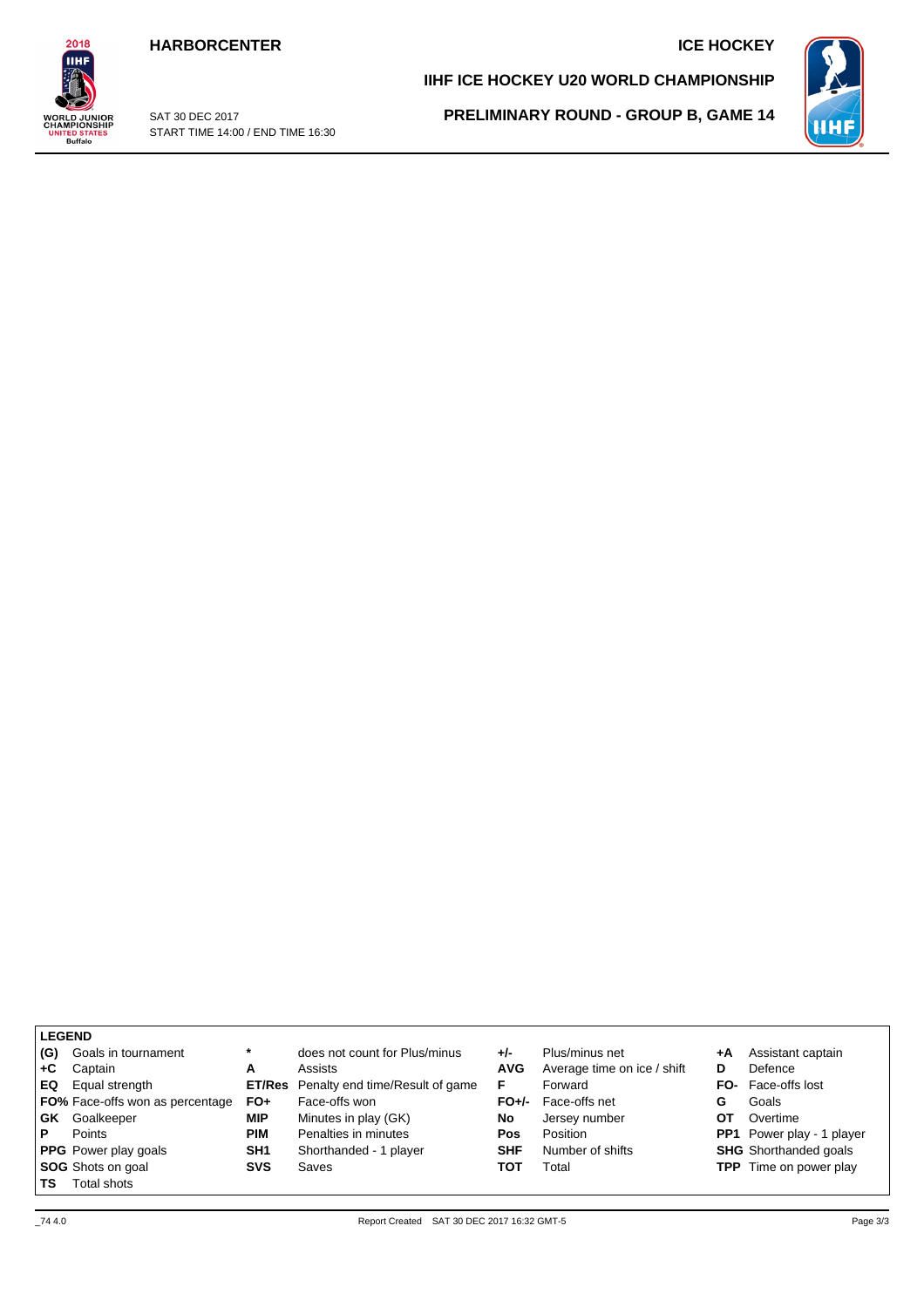## LEGEND

| | | | | | | | |
|---|---|---|---|---|---|---|---|
| **(G)** | Goals in tournament | * | does not count for Plus/minus | **+/-** | Plus/minus net | **+A** | Assistant captain |
| **+C** | Captain | **A** | Assists | **AVG** | Average time on ice / shift | **D** | Defence |
| **EQ** | Equal strength | **ET/Res** | Penalty end time/Result of game | **F** | Forward | **FO-** | Face-offs lost |
| **FO%** | Face-offs won as percentage | **FO+** | Face-offs won | **FO+/-** | Face-offs net | **G** | Goals |
| **GK** | Goalkeeper | **MIP** | Minutes in play (GK) | **No** | Jersey number | **OT** | Overtime |
| **P** | Points | **PIM** | Penalties in minutes | **Pos** | Position | **PP1** | Power play - 1 player |
| **PPG** | Power play goals | **SH1** | Shorthanded - 1 player | **SHF** | Number of shifts | **SHG** | Shorthanded goals |
| **SOG** | Shots on goal | **SVS** | Saves | **TOT** | Total | **TPP** | Time on power play |
| **TS** | Total shots | | | | | | |

_74 4.0 Report Created SAT 30 DEC 2017 16:32 GMT-5